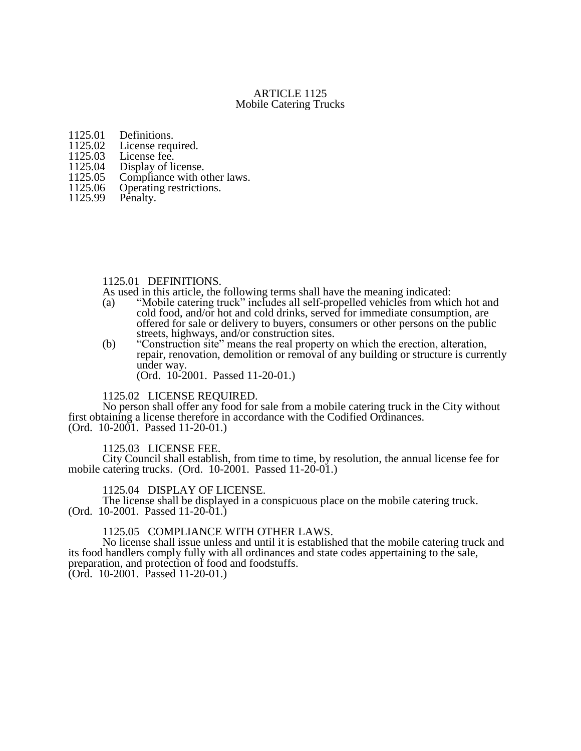# ARTICLE 1125
## Mobile Catering Trucks

1125.01 Definitions.
1125.02 License required.
1125.03 License fee.
1125.04 Display of license.
1125.05 Compliance with other laws.
1125.06 Operating restrictions.
1125.99 Penalty.

### 1125.01 DEFINITIONS.

As used in this article, the following terms shall have the meaning indicated:

(a) "Mobile catering truck" includes all self-propelled vehicles from which hot and cold food, and/or hot and cold drinks, served for immediate consumption, are offered for sale or delivery to buyers, consumers or other persons on the public streets, highways, and/or construction sites.

(b) "Construction site" means the real property on which the erection, alteration, repair, renovation, demolition or removal of any building or structure is currently under way.
(Ord. 10-2001. Passed 11-20-01.)

### 1125.02 LICENSE REQUIRED.

No person shall offer any food for sale from a mobile catering truck in the City without first obtaining a license therefore in accordance with the Codified Ordinances.
(Ord. 10-2001. Passed 11-20-01.)

### 1125.03 LICENSE FEE.

City Council shall establish, from time to time, by resolution, the annual license fee for mobile catering trucks. (Ord. 10-2001. Passed 11-20-01.)

### 1125.04 DISPLAY OF LICENSE.

The license shall be displayed in a conspicuous place on the mobile catering truck.
(Ord. 10-2001. Passed 11-20-01.)

### 1125.05 COMPLIANCE WITH OTHER LAWS.

No license shall issue unless and until it is established that the mobile catering truck and its food handlers comply fully with all ordinances and state codes appertaining to the sale, preparation, and protection of food and foodstuffs.
(Ord. 10-2001. Passed 11-20-01.)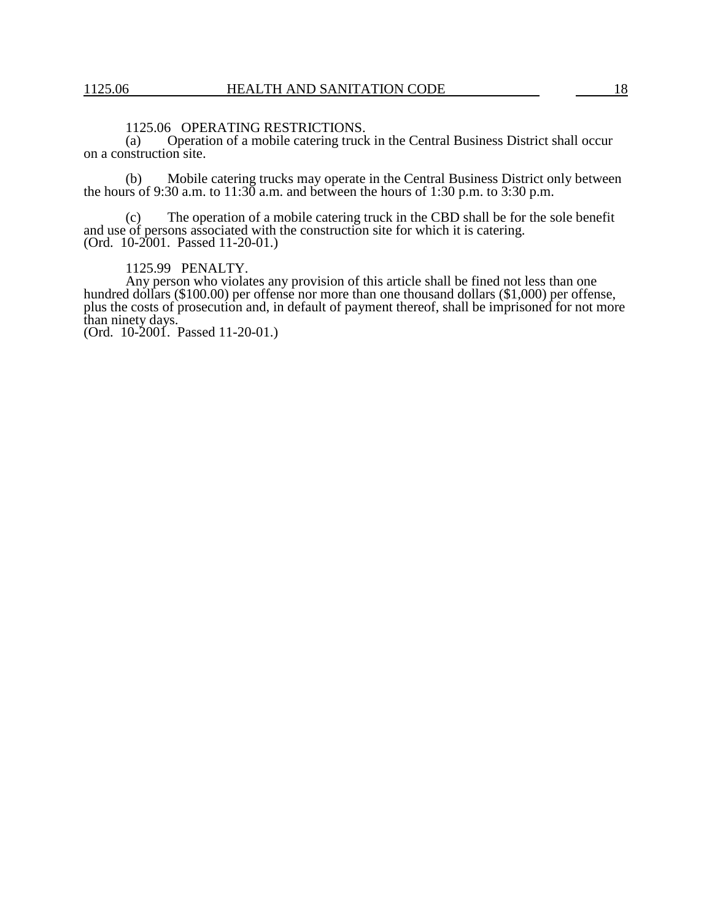1125.06 OPERATING RESTRICTIONS.

(a) Operation of a mobile catering truck in the Central Business District shall occur on a construction site.

(b) Mobile catering trucks may operate in the Central Business District only between the hours of 9:30 a.m. to 11:30 a.m. and between the hours of 1:30 p.m. to 3:30 p.m.

(c) The operation of a mobile catering truck in the CBD shall be for the sole benefit and use of persons associated with the construction site for which it is catering.
(Ord. 10-2001. Passed 11-20-01.)

1125.99 PENALTY.

Any person who violates any provision of this article shall be fined not less than one hundred dollars ($100.00) per offense nor more than one thousand dollars ($1,000) per offense, plus the costs of prosecution and, in default of payment thereof, shall be imprisoned for not more than ninety days.
(Ord. 10-2001. Passed 11-20-01.)